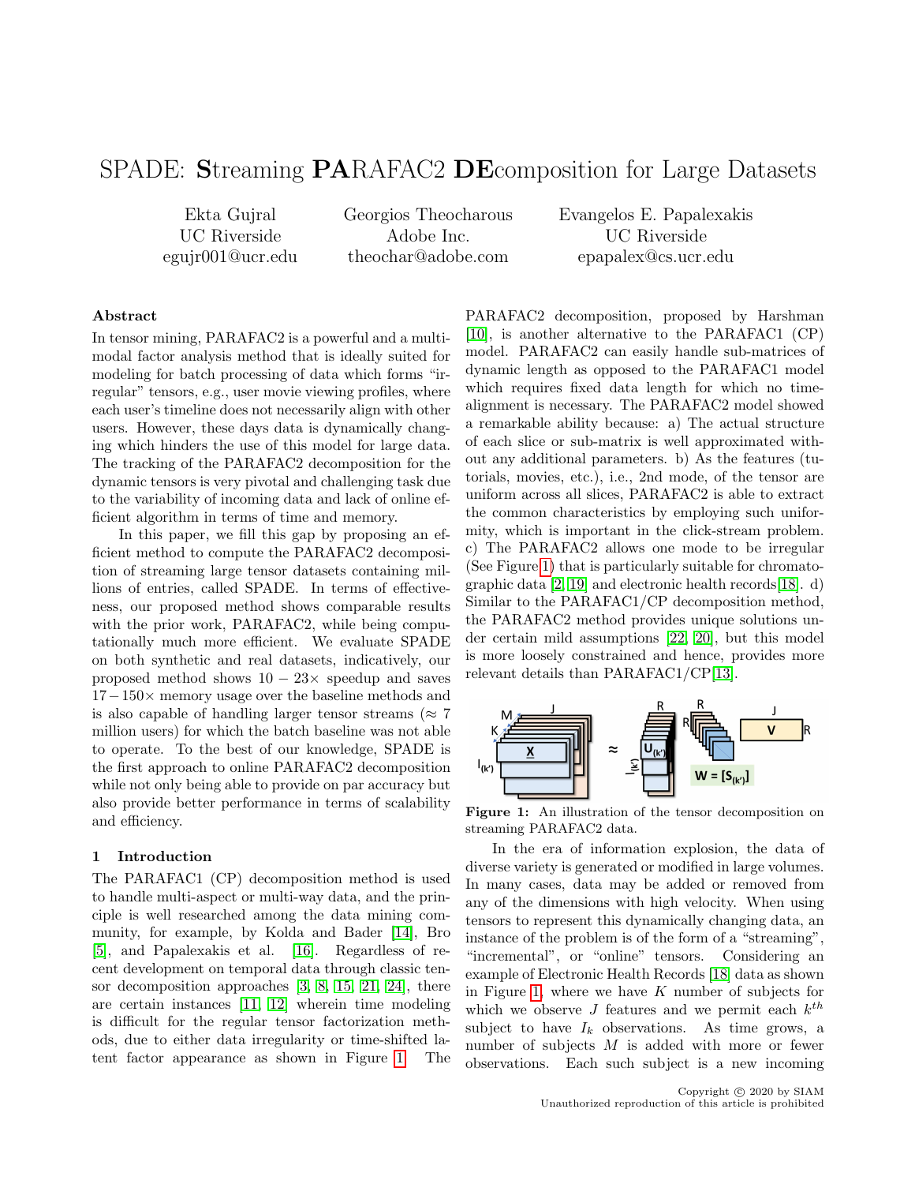# SPADE: **S**treaming **PA**RAFAC2 **DE**composition for Large Datasets

Ekta Gujral
UC Riverside
egujr001@ucr.edu

Georgios Theocharous
Adobe Inc.
theochar@adobe.com

Evangelos E. Papalexakis
UC Riverside
epapalex@cs.ucr.edu

### Abstract

In tensor mining, PARAFAC2 is a powerful and a multi-modal factor analysis method that is ideally suited for modeling for batch processing of data which forms "irregular" tensors, e.g., user movie viewing profiles, where each user's timeline does not necessarily align with other users. However, these days data is dynamically changing which hinders the use of this model for large data. The tracking of the PARAFAC2 decomposition for the dynamic tensors is very pivotal and challenging task due to the variability of incoming data and lack of online efficient algorithm in terms of time and memory.

In this paper, we fill this gap by proposing an efficient method to compute the PARAFAC2 decomposition of streaming large tensor datasets containing millions of entries, called SPADE. In terms of effectiveness, our proposed method shows comparable results with the prior work, PARAFAC2, while being computationally much more efficient. We evaluate SPADE on both synthetic and real datasets, indicatively, our proposed method shows $10-23\times$ speedup and saves $17-150\times$ memory usage over the baseline methods and is also capable of handling larger tensor streams ($\approx 7$ million users) for which the batch baseline was not able to operate. To the best of our knowledge, SPADE is the first approach to online PARAFAC2 decomposition while not only being able to provide on par accuracy but also provide better performance in terms of scalability and efficiency.

## 1 Introduction

The PARAFAC1 (CP) decomposition method is used to handle multi-aspect or multi-way data, and the principle is well researched among the data mining community, for example, by Kolda and Bader [14], Bro [5], and Papalexakis et al. [16]. Regardless of recent development on temporal data through classic tensor decomposition approaches [3, 8, 15, 21, 24], there are certain instances [11, 12] wherein time modeling is difficult for the regular tensor factorization methods, due to either data irregularity or time-shifted latent factor appearance as shown in Figure 1. The PARAFAC2 decomposition, proposed by Harshman [10], is another alternative to the PARAFAC1 (CP) model. PARAFAC2 can easily handle sub-matrices of dynamic length as opposed to the PARAFAC1 model which requires fixed data length for which no time-alignment is necessary. The PARAFAC2 model showed a remarkable ability because: a) The actual structure of each slice or sub-matrix is well approximated without any additional parameters. b) As the features (tutorials, movies, etc.), i.e., 2nd mode, of the tensor are uniform across all slices, PARAFAC2 is able to extract the common characteristics by employing such uniformity, which is important in the click-stream problem. c) The PARAFAC2 allows one mode to be irregular (See Figure 1) that is particularly suitable for chromatographic data [2, 19] and electronic health records[18]. d) Similar to the PARAFAC1/CP decomposition method, the PARAFAC2 method provides unique solutions under certain mild assumptions [22, 20], but this model is more loosely constrained and hence, provides more relevant details than PARAFAC1/CP[13].

**Figure 1:** An illustration of the tensor decomposition on streaming PARAFAC2 data.

In the era of information explosion, the data of diverse variety is generated or modified in large volumes. In many cases, data may be added or removed from any of the dimensions with high velocity. When using tensors to represent this dynamically changing data, an instance of the problem is of the form of a "streaming", "incremental", or "online" tensors. Considering an example of Electronic Health Records [18] data as shown in Figure 1, where we have $K$ number of subjects for which we observe $J$ features and we permit each $k^{th}$ subject to have $I_k$ observations. As time grows, a number of subjects $M$ is added with more or fewer observations. Each such subject is a new incoming

Copyright © 2020 by SIAM
Unauthorized reproduction of this article is prohibited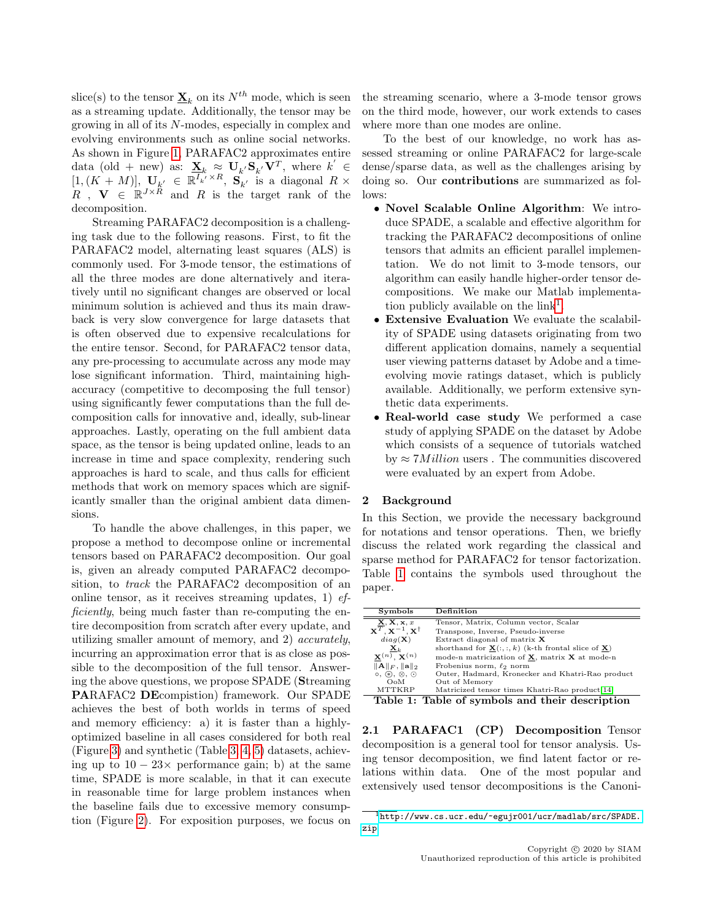slice(s) to the tensor $\underline{\mathbf{X}}_k$ on its $N^{th}$ mode, which is seen as a streaming update. Additionally, the tensor may be growing in all of its $N$-modes, especially in complex and evolving environments such as online social networks. As shown in Figure 1, PARAFAC2 approximates entire data (old + new) as: $\underline{\mathbf{X}}_k \approx \mathbf{U}_{k'}\mathbf{S}_{k'}\mathbf{V}^T$, where $k' \in [1,(K+M)]$, $\mathbf{U}_{k'} \in \mathbb{R}^{I_{k'} \times R}$, $\mathbf{S}_{k'}$ is a diagonal $R \times R$ , $\mathbf{V} \in \mathbb{R}^{J \times R}$ and $R$ is the target rank of the decomposition.

Streaming PARAFAC2 decomposition is a challenging task due to the following reasons. First, to fit the PARAFAC2 model, alternating least squares (ALS) is commonly used. For 3-mode tensor, the estimations of all the three modes are done alternatively and iteratively until no significant changes are observed or local minimum solution is achieved and thus its main drawback is very slow convergence for large datasets that is often observed due to expensive recalculations for the entire tensor. Second, for PARAFAC2 tensor data, any pre-processing to accumulate across any mode may lose significant information. Third, maintaining high-accuracy (competitive to decomposing the full tensor) using significantly fewer computations than the full decomposition calls for innovative and, ideally, sub-linear approaches. Lastly, operating on the full ambient data space, as the tensor is being updated online, leads to an increase in time and space complexity, rendering such approaches is hard to scale, and thus calls for efficient methods that work on memory spaces which are significantly smaller than the original ambient data dimensions.

To handle the above challenges, in this paper, we propose a method to decompose online or incremental tensors based on PARAFAC2 decomposition. Our goal is, given an already computed PARAFAC2 decomposition, to *track* the PARAFAC2 decomposition of an online tensor, as it receives streaming updates, 1) *efficiently*, being much faster than re-computing the entire decomposition from scratch after every update, and utilizing smaller amount of memory, and 2) *accurately*, incurring an approximation error that is as close as possible to the decomposition of the full tensor. Answering the above questions, we propose SPADE (**S**treaming **PA**RAFAC2 **DE**compistion) framework. Our SPADE achieves the best of both worlds in terms of speed and memory efficiency: a) it is faster than a highly-optimized baseline in all cases considered for both real (Figure 3) and synthetic (Table 3, 4, 5) datasets, achieving up to $10-23\times$ performance gain; b) at the same time, SPADE is more scalable, in that it can execute in reasonable time for large problem instances when the baseline fails due to excessive memory consumption (Figure 2). For exposition purposes, we focus on the streaming scenario, where a 3-mode tensor grows on the third mode, however, our work extends to cases where more than one modes are online.

To the best of our knowledge, no work has assessed streaming or online PARAFAC2 for large-scale dense/sparse data, as well as the challenges arising by doing so. Our **contributions** are summarized as follows:

- **Novel Scalable Online Algorithm**: We introduce SPADE, a scalable and effective algorithm for tracking the PARAFAC2 decompositions of online tensors that admits an efficient parallel implementation. We do not limit to 3-mode tensors, our algorithm can easily handle higher-order tensor decompositions. We make our Matlab implementation publicly available on the link[1].
- **Extensive Evaluation** We evaluate the scalability of SPADE using datasets originating from two different application domains, namely a sequential user viewing patterns dataset by Adobe and a time-evolving movie ratings dataset, which is publicly available. Additionally, we perform extensive synthetic data experiments.
- **Real-world case study** We performed a case study of applying SPADE on the dataset by Adobe which consists of a sequence of tutorials watched by $\approx 7Million$ users . The communities discovered were evaluated by an expert from Adobe.

## 2 Background

In this Section, we provide the necessary background for notations and tensor operations. Then, we briefly discuss the related work regarding the classical and sparse method for PARAFAC2 for tensor factorization. Table 1 contains the symbols used throughout the paper.

| Symbols | Definition |
|---|---|
| $\underline{\mathbf{X}}, \mathbf{X}, \mathbf{x}, x$ | Tensor, Matrix, Column vector, Scalar |
| $\mathbf{X}^T, \mathbf{X}^{-1}, \mathbf{X}^{\dagger}$ | Transpose, Inverse, Pseudo-inverse |
| $diag(\mathbf{X})$ | Extract diagonal of matrix $\mathbf{X}$ |
| $\underline{\mathbf{X}}_k$ | shorthand for $\underline{\mathbf{X}}(:,:,k)$ (k-th frontal slice of $\underline{\mathbf{X}}$) |
| $\underline{\mathbf{X}}^{(n)}, \mathbf{X}^{(n)}$ | mode-n matricization of $\underline{\mathbf{X}}$, matrix $\mathbf{X}$ at mode-n |
| $\|\mathbf{A}\|_F, \|\mathbf{a}\|_2$ | Frobenius norm, $\ell_2$ norm |
| $\circ, \circledast, \otimes, \odot$ | Outer, Hadmard, Kronecker and Khatri-Rao product |
| OoM | Out of Memory |
| MTTKRP | Matricized tensor times Khatri-Rao product[14] |

**Table 1: Table of symbols and their description**

**2.1 PARAFAC1 (CP) Decomposition** Tensor decomposition is a general tool for tensor analysis. Using tensor decomposition, we find latent factor or relations within data. One of the most popular and extensively used tensor decompositions is the Canoni-

[1] http://www.cs.ucr.edu/~egujr001/ucr/madlab/src/SPADE.zip

Copyright © 2020 by SIAM
Unauthorized reproduction of this article is prohibited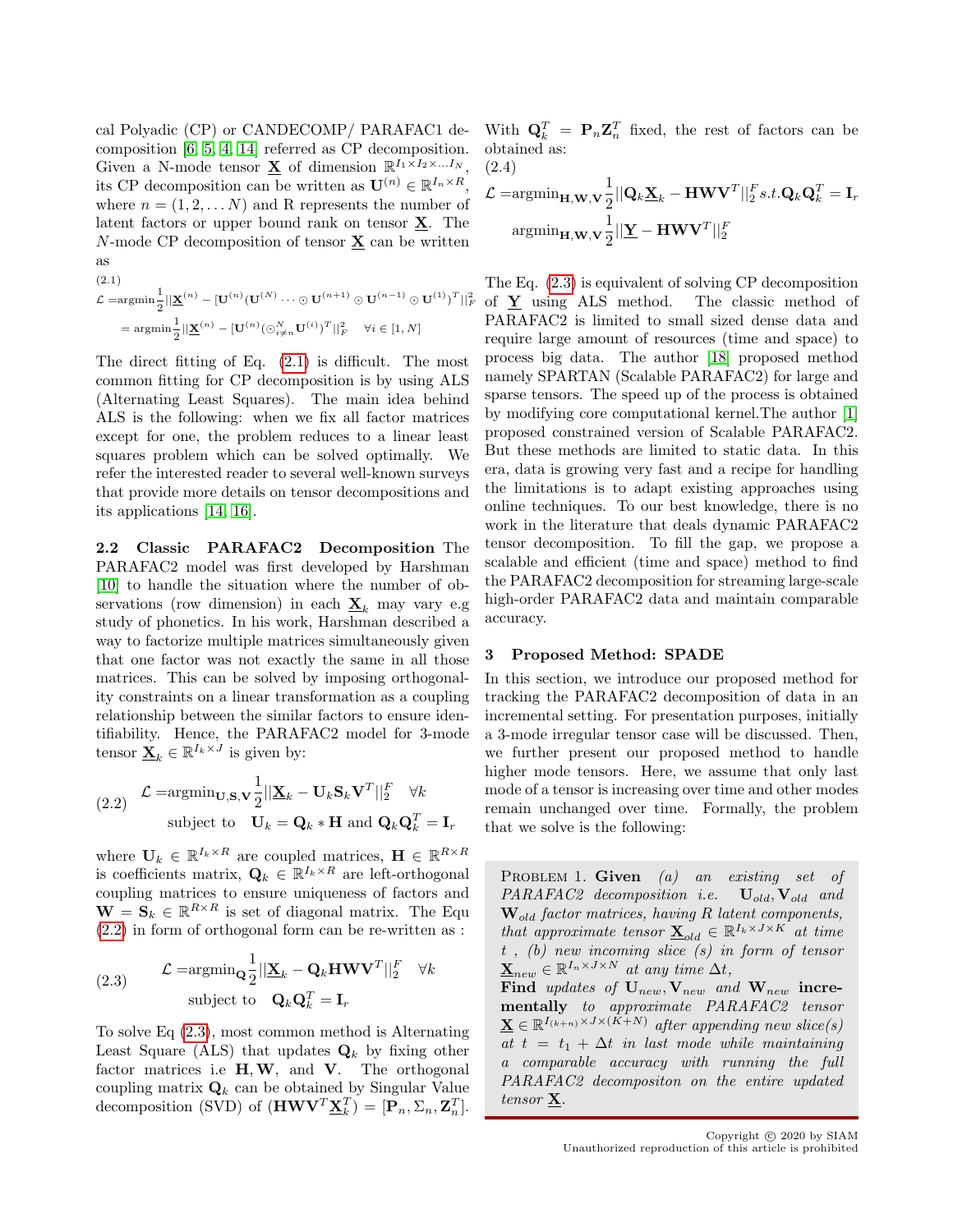cal Polyadic (CP) or CANDECOMP/ PARAFAC1 decomposition [6, 5, 4, 14] referred as CP decomposition. Given a N-mode tensor $\underline{\mathbf{X}}$ of dimension $\mathbb{R}^{I_1 \times I_2 \times \ldots I_N}$, its CP decomposition can be written as $\mathbf{U}^{(n)} \in \mathbb{R}^{I_n \times R}$, where $n = (1, 2, \ldots N)$ and R represents the number of latent factors or upper bound rank on tensor $\underline{\mathbf{X}}$. The $N$-mode CP decomposition of tensor $\underline{\mathbf{X}}$ can be written as

$$
\begin{aligned}
\mathcal{L} &= \text{argmin} \frac{1}{2} ||\underline{\mathbf{X}}^{(n)} - [\mathbf{U}^{(n)} (\mathbf{U}^{(N)} \cdots \odot \mathbf{U}^{(n+1)} \odot \mathbf{U}^{(n-1)} \odot \mathbf{U}^{(1)})^T||_F^2 \\
&= \text{argmin} \frac{1}{2} ||\underline{\mathbf{X}}^{(n)} - [\mathbf{U}^{(n)} (\odot_{i \neq n}^{N} \mathbf{U}^{(i)})^T||_F^2 \quad \forall i \in [1, N]
\end{aligned} \tag{2.1}
$$

The direct fitting of Eq. (2.1) is difficult. The most common fitting for CP decomposition is by using ALS (Alternating Least Squares). The main idea behind ALS is the following: when we fix all factor matrices except for one, the problem reduces to a linear least squares problem which can be solved optimally. We refer the interested reader to several well-known surveys that provide more details on tensor decompositions and its applications [14, 16].

**2.2 Classic PARAFAC2 Decomposition** The PARAFAC2 model was first developed by Harshman [10] to handle the situation where the number of observations (row dimension) in each $\underline{\mathbf{X}}_k$ may vary e.g study of phonetics. In his work, Harshman described a way to factorize multiple matrices simultaneously given that one factor was not exactly the same in all those matrices. This can be solved by imposing orthogonality constraints on a linear transformation as a coupling relationship between the similar factors to ensure identifiability. Hence, the PARAFAC2 model for 3-mode tensor $\underline{\mathbf{X}}_k \in \mathbb{R}^{I_k \times J}$ is given by:

$$
\begin{aligned}
\mathcal{L} &= \text{argmin}_{\mathbf{U},\mathbf{S},\mathbf{V}} \frac{1}{2} ||\underline{\mathbf{X}}_k - \mathbf{U}_k \mathbf{S}_k \mathbf{V}^T||_2^F \quad \forall k \\
&\text{subject to} \quad \mathbf{U}_k = \mathbf{Q}_k * \mathbf{H} \text{ and } \mathbf{Q}_k \mathbf{Q}_k^T = \mathbf{I}_r
\end{aligned} \tag{2.2}
$$

where $\mathbf{U}_k \in \mathbb{R}^{I_k \times R}$ are coupled matrices, $\mathbf{H} \in \mathbb{R}^{R \times R}$ is coefficients matrix, $\mathbf{Q}_k \in \mathbb{R}^{I_k \times R}$ are left-orthogonal coupling matrices to ensure uniqueness of factors and $\mathbf{W} = \mathbf{S}_k \in \mathbb{R}^{R \times R}$ is set of diagonal matrix. The Equ (2.2) in form of orthogonal form can be re-written as :

$$
\begin{aligned}
\mathcal{L} &= \text{argmin}_{\mathbf{Q}} \frac{1}{2} ||\underline{\mathbf{X}}_k - \mathbf{Q}_k \mathbf{H} \mathbf{W} \mathbf{V}^T||_2^F \quad \forall k \\
&\text{subject to} \quad \mathbf{Q}_k \mathbf{Q}_k^T = \mathbf{I}_r
\end{aligned} \tag{2.3}
$$

To solve Eq (2.3), most common method is Alternating Least Square (ALS) that updates $\mathbf{Q}_k$ by fixing other factor matrices i.e $\mathbf{H}, \mathbf{W}$, and $\mathbf{V}$. The orthogonal coupling matrix $\mathbf{Q}_k$ can be obtained by Singular Value decomposition (SVD) of $(\mathbf{H}\mathbf{W}\mathbf{V}^T \underline{\mathbf{X}}_k^T) = [\mathbf{P}_n, \Sigma_n, \mathbf{Z}_n^T]$. With $\mathbf{Q}_k^T = \mathbf{P}_n \mathbf{Z}_n^T$ fixed, the rest of factors can be obtained as:

$$
\begin{aligned}
\mathcal{L} &= \text{argmin}_{\mathbf{H},\mathbf{W},\mathbf{V}} \frac{1}{2} ||\mathbf{Q}_k \underline{\mathbf{X}}_k - \mathbf{H}\mathbf{W}\mathbf{V}^T||_2^F \, s.t. \mathbf{Q}_k \mathbf{Q}_k^T = \mathbf{I}_r \\
&\text{argmin}_{\mathbf{H},\mathbf{W},\mathbf{V}} \frac{1}{2} ||\underline{\mathbf{Y}} - \mathbf{H}\mathbf{W}\mathbf{V}^T||_2^F
\end{aligned} \tag{2.4}
$$

The Eq. (2.3) is equivalent of solving CP decomposition of $\underline{\mathbf{Y}}$ using ALS method. The classic method of PARAFAC2 is limited to small sized dense data and require large amount of resources (time and space) to process big data. The author [18] proposed method namely SPARTAN (Scalable PARAFAC2) for large and sparse tensors. The speed up of the process is obtained by modifying core computational kernel.The author [1] proposed constrained version of Scalable PARAFAC2. But these methods are limited to static data. In this era, data is growing very fast and a recipe for handling the limitations is to adapt existing approaches using online techniques. To our best knowledge, there is no work in the literature that deals dynamic PARAFAC2 tensor decomposition. To fill the gap, we propose a scalable and efficient (time and space) method to find the PARAFAC2 decomposition for streaming large-scale high-order PARAFAC2 data and maintain comparable accuracy.

## 3 Proposed Method: SPADE

In this section, we introduce our proposed method for tracking the PARAFAC2 decomposition of data in an incremental setting. For presentation purposes, initially a 3-mode irregular tensor case will be discussed. Then, we further present our proposed method to handle higher mode tensors. Here, we assume that only last mode of a tensor is increasing over time and other modes remain unchanged over time. Formally, the problem that we solve is the following:

> PROBLEM 1. **Given** *(a) an existing set of PARAFAC2 decomposition i.e.* $\mathbf{U}_{old}, \mathbf{V}_{old}$ *and* $\mathbf{W}_{old}$ *factor matrices, having R latent components, that approximate tensor* $\underline{\mathbf{X}}_{old} \in \mathbb{R}^{I_k \times J \times K}$ *at time t , (b) new incoming slice (s) in form of tensor* $\underline{\mathbf{X}}_{new} \in \mathbb{R}^{I_n \times J \times N}$ *at any time* $\Delta t$*,*
> **Find** *updates of* $\mathbf{U}_{new}, \mathbf{V}_{new}$ *and* $\mathbf{W}_{new}$ **incrementally** *to approximate PARAFAC2 tensor* $\underline{\mathbf{X}} \in \mathbb{R}^{I_{(k+n)} \times J \times (K+N)}$ *after appending new slice(s) at* $t = t_1 + \Delta t$ *in last mode while maintaining a comparable accuracy with running the full PARAFAC2 decompositon on the entire updated tensor* $\underline{\mathbf{X}}$*.*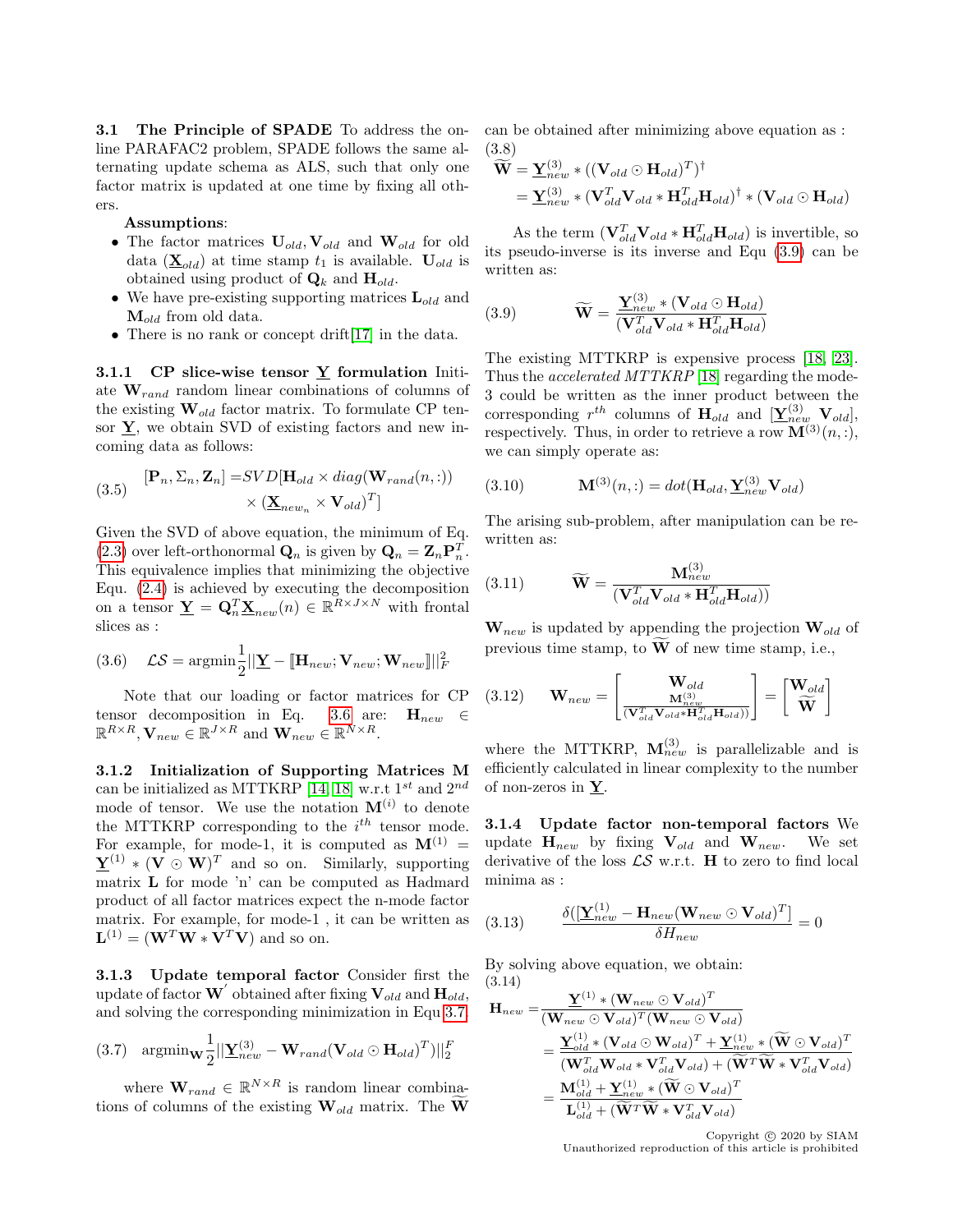**3.1 The Principle of SPADE** To address the online PARAFAC2 problem, SPADE follows the same alternating update schema as ALS, such that only one factor matrix is updated at one time by fixing all others.

**Assumptions**:

- The factor matrices $\mathbf{U}_{old}, \mathbf{V}_{old}$ and $\mathbf{W}_{old}$ for old data ($\underline{\mathbf{X}}_{old}$) at time stamp $t_1$ is available. $\mathbf{U}_{old}$ is obtained using product of $\mathbf{Q}_k$ and $\mathbf{H}_{old}$.
- We have pre-existing supporting matrices $\mathbf{L}_{old}$ and $\mathbf{M}_{old}$ from old data.
- There is no rank or concept drift[17] in the data.

**3.1.1 CP slice-wise tensor $\underline{\mathbf{Y}}$ formulation** Initiate $\mathbf{W}_{rand}$ random linear combinations of columns of the existing $\mathbf{W}_{old}$ factor matrix. To formulate CP tensor $\underline{\mathbf{Y}}$, we obtain SVD of existing factors and new incoming data as follows:

$$
\begin{aligned}
(3.5)\quad [\mathbf{P}_n, \Sigma_n, \mathbf{Z}_n] =& SVD[\mathbf{H}_{old} \times diag(\mathbf{W}_{rand}(n,:)) \\
&\times (\underline{\mathbf{X}}_{new_n} \times \mathbf{V}_{old})^T]
\end{aligned}
$$

Given the SVD of above equation, the minimum of Eq. (2.3) over left-orthonormal $\mathbf{Q}_n$ is given by $\mathbf{Q}_n = \mathbf{Z}_n \mathbf{P}_n^T$. This equivalence implies that minimizing the objective Equ. (2.4) is achieved by executing the decomposition on a tensor $\underline{\mathbf{Y}} = \mathbf{Q}_n^T \underline{\mathbf{X}}_{new}(n) \in \mathbb{R}^{R \times J \times N}$ with frontal slices as :

$$
(3.6)\quad \mathcal{LS} = \text{argmin} \frac{1}{2} ||\underline{\mathbf{Y}} - [\![\mathbf{H}_{new}; \mathbf{V}_{new}; \mathbf{W}_{new}]\!]||_F^2
$$

Note that our loading or factor matrices for CP tensor decomposition in Eq. 3.6 are: $\mathbf{H}_{new} \in \mathbb{R}^{R \times R}, \mathbf{V}_{new} \in \mathbb{R}^{J \times R}$ and $\mathbf{W}_{new} \in \mathbb{R}^{N \times R}$.

**3.1.2 Initialization of Supporting Matrices M** can be initialized as MTTKRP [14, 18] w.r.t $1^{st}$ and $2^{nd}$ mode of tensor. We use the notation $\mathbf{M}^{(i)}$ to denote the MTTKRP corresponding to the $i^{th}$ tensor mode. For example, for mode-1, it is computed as $\mathbf{M}^{(1)} = \underline{\mathbf{Y}}^{(1)} * (\mathbf{V} \odot \mathbf{W})^T$ and so on. Similarly, supporting matrix $\mathbf{L}$ for mode 'n' can be computed as Hadmard product of all factor matrices except the n-mode factor matrix. For example, for mode-1 , it can be written as $\mathbf{L}^{(1)} = (\mathbf{W}^T\mathbf{W} * \mathbf{V}^T\mathbf{V})$ and so on.

**3.1.3 Update temporal factor** Consider first the update of factor $\mathbf{W}^{'}$ obtained after fixing $\mathbf{V}_{old}$ and $\mathbf{H}_{old}$, and solving the corresponding minimization in Equ 3.7.

$$
(3.7)\quad \text{argmin}_{\mathbf{W}} \frac{1}{2} ||\underline{\mathbf{Y}}_{new}^{(3)} - \mathbf{W}_{rand}(\mathbf{V}_{old} \odot \mathbf{H}_{old})^T)||_2^F
$$

where $\mathbf{W}_{rand} \in \mathbb{R}^{N \times R}$ is random linear combinations of columns of the existing $\mathbf{W}_{old}$ matrix. The $\widetilde{\mathbf{W}}$ can be obtained after minimizing above equation as :

(3.8)
$$
\begin{aligned}
\widetilde{\mathbf{W}} &= \underline{\mathbf{Y}}_{new}^{(3)} * ((\mathbf{V}_{old} \odot \mathbf{H}_{old})^T)^\dagger \\
&= \underline{\mathbf{Y}}_{new}^{(3)} * (\mathbf{V}_{old}^T \mathbf{V}_{old} * \mathbf{H}_{old}^T \mathbf{H}_{old})^\dagger * (\mathbf{V}_{old} \odot \mathbf{H}_{old})
\end{aligned}
$$

As the term $(\mathbf{V}_{old}^T \mathbf{V}_{old} * \mathbf{H}_{old}^T \mathbf{H}_{old})$ is invertible, so its pseudo-inverse is its inverse and Equ (3.9) can be written as:

$$
(3.9)\quad \widetilde{\mathbf{W}} = \frac{\underline{\mathbf{Y}}_{new}^{(3)} * (\mathbf{V}_{old} \odot \mathbf{H}_{old})}{(\mathbf{V}_{old}^T \mathbf{V}_{old} * \mathbf{H}_{old}^T \mathbf{H}_{old})}
$$

The existing MTTKRP is expensive process [18, 23]. Thus the *accelerated MTTKRP* [18] regarding the mode-3 could be written as the inner product between the corresponding $r^{th}$ columns of $\mathbf{H}_{old}$ and $[\underline{\mathbf{Y}}_{new}^{(3)}\ \mathbf{V}_{old}]$, respectively. Thus, in order to retrieve a row $\mathbf{M}^{(3)}(n,:)$, we can simply operate as:

$$
(3.10)\quad \mathbf{M}^{(3)}(n,:) = dot(\mathbf{H}_{old}, \underline{\mathbf{Y}}_{new}^{(3)} \mathbf{V}_{old})
$$

The arising sub-problem, after manipulation can be rewritten as:

$$
(3.11)\quad \widetilde{\mathbf{W}} = \frac{\mathbf{M}_{new}^{(3)}}{(\mathbf{V}_{old}^T \mathbf{V}_{old} * \mathbf{H}_{old}^T \mathbf{H}_{old}))}
$$

$\mathbf{W}_{new}$ is updated by appending the projection $\mathbf{W}_{old}$ of previous time stamp, to $\widetilde{\mathbf{W}}$ of new time stamp, i.e.,

$$
(3.12)\quad \mathbf{W}_{new} = \begin{bmatrix} \mathbf{W}_{old} \\ \frac{\mathbf{M}_{new}^{(3)}}{(\mathbf{V}_{old}^T \mathbf{V}_{old} * \mathbf{H}_{old}^T \mathbf{H}_{old}))} \end{bmatrix} = \begin{bmatrix} \mathbf{W}_{old} \\ \widetilde{\mathbf{W}} \end{bmatrix}
$$

where the MTTKRP, $\mathbf{M}_{new}^{(3)}$ is parallelizable and is efficiently calculated in linear complexity to the number of non-zeros in $\underline{\mathbf{Y}}$.

**3.1.4 Update factor non-temporal factors** We update $\mathbf{H}_{new}$ by fixing $\mathbf{V}_{old}$ and $\mathbf{W}_{new}$. We set derivative of the loss $\mathcal{LS}$ w.r.t. $\mathbf{H}$ to zero to find local minima as :

$$
(3.13)\quad \frac{\delta([\underline{\mathbf{Y}}_{new}^{(1)} - \mathbf{H}_{new}(\mathbf{W}_{new} \odot \mathbf{V}_{old})^T]}{\delta H_{new}} = 0
$$

By solving above equation, we obtain:

(3.14)
$$
\begin{aligned}
\mathbf{H}_{new} =& \frac{\underline{\mathbf{Y}}^{(1)} * (\mathbf{W}_{new} \odot \mathbf{V}_{old})^T}{(\mathbf{W}_{new} \odot \mathbf{V}_{old})^T (\mathbf{W}_{new} \odot \mathbf{V}_{old})} \\
=& \frac{\underline{\mathbf{Y}}_{old}^{(1)} * (\mathbf{V}_{old} \odot \mathbf{W}_{old})^T + \underline{\mathbf{Y}}_{new}^{(1)} * (\widetilde{\mathbf{W}} \odot \mathbf{V}_{old})^T}{(\mathbf{W}_{old}^T \mathbf{W}_{old} * \mathbf{V}_{old}^T \mathbf{V}_{old}) + (\widetilde{\mathbf{W}}^T \widetilde{\mathbf{W}} * \mathbf{V}_{old}^T \mathbf{V}_{old})} \\
=& \frac{\mathbf{M}_{old}^{(1)} + \underline{\mathbf{Y}}_{new}^{(1)} * (\widetilde{\mathbf{W}} \odot \mathbf{V}_{old})^T}{\mathbf{L}_{old}^{(1)} + (\widetilde{\mathbf{W}}^T \widetilde{\mathbf{W}} * \mathbf{V}_{old}^T \mathbf{V}_{old})}
\end{aligned}
$$

Copyright © 2020 by SIAM
Unauthorized reproduction of this article is prohibited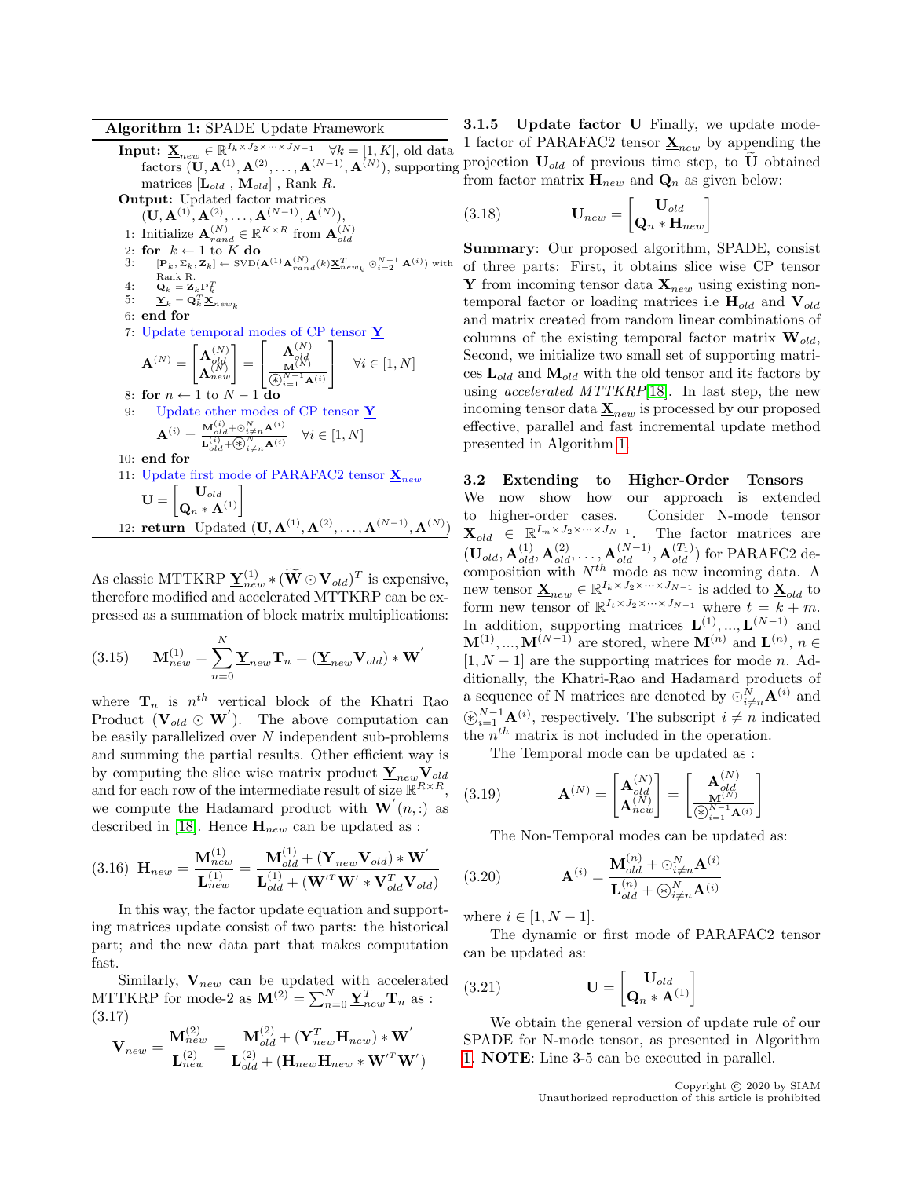**Algorithm 1:** SPADE Update Framework

**Input:** $\underline{\mathbf{X}}_{new} \in \mathbb{R}^{I_k \times J_2 \times \cdots \times J_{N-1}}$ $\forall k = [1, K]$, old data factors $(\mathbf{U}, \mathbf{A}^{(1)}, \mathbf{A}^{(2)}, \ldots, \mathbf{A}^{(N-1)}, \mathbf{A}^{(N)})$, supporting matrices $[\mathbf{L}_{old}$ , $\mathbf{M}_{old}]$ , Rank $R$.

**Output:** Updated factor matrices $(\mathbf{U}, \mathbf{A}^{(1)}, \mathbf{A}^{(2)}, \ldots, \mathbf{A}^{(N-1)}, \mathbf{A}^{(N)})$,

1: Initialize $\mathbf{A}^{(N)}_{rand} \in \mathbb{R}^{K \times R}$ from $\mathbf{A}^{(N)}_{old}$

2: **for** $k \leftarrow 1$ to $K$ **do**

3: $[\mathbf{P}_k, \Sigma_k, \mathbf{Z}_k] \leftarrow \text{SVD}(\mathbf{A}^{(1)}\mathbf{A}^{(N)}_{rand}(k)\underline{\mathbf{X}}^T_{new_k} \odot_{i=2}^{N-1} \mathbf{A}^{(i)})$ with Rank R.

4: $\mathbf{Q}_k = \mathbf{Z}_k \mathbf{P}_k^T$

5: $\underline{\mathbf{Y}}_k = \mathbf{Q}_k^T \underline{\mathbf{X}}_{new_k}$

6: **end for**

7: Update temporal modes of CP tensor $\underline{\mathbf{Y}}$

$$\mathbf{A}^{(N)} = \begin{bmatrix} \mathbf{A}^{(N)}_{old} \\ \mathbf{A}^{(N)}_{new} \end{bmatrix} = \begin{bmatrix} \mathbf{A}^{(N)}_{old} \\ \frac{\mathbf{M}^{(N)}}{\circledast_{i=1}^{N-1} \mathbf{A}^{(i)}} \end{bmatrix} \quad \forall i \in [1, N]$$

8: **for** $n \leftarrow 1$ to $N-1$ **do**

9: Update other modes of CP tensor $\underline{\mathbf{Y}}$

$$\mathbf{A}^{(i)} = \frac{\mathbf{M}^{(i)}_{old} + \odot^N_{i \neq n} \mathbf{A}^{(i)}}{\mathbf{L}^{(i)}_{old} + \circledast^N_{i \neq n} \mathbf{A}^{(i)}} \quad \forall i \in [1, N]$$

10: **end for**

11: Update first mode of PARAFAC2 tensor $\underline{\mathbf{X}}_{new}$

$$\mathbf{U} = \begin{bmatrix} \mathbf{U}_{old} \\ \mathbf{Q}_n * \mathbf{A}^{(1)} \end{bmatrix}$$

12: **return** Updated $(\mathbf{U}, \mathbf{A}^{(1)}, \mathbf{A}^{(2)}, \ldots, \mathbf{A}^{(N-1)}, \mathbf{A}^{(N)})$

As classic MTTKRP $\underline{\mathbf{Y}}^{(1)}_{new} * (\widetilde{\mathbf{W}} \odot \mathbf{V}_{old})^T$ is expensive, therefore modified and accelerated MTTKRP can be expressed as a summation of block matrix multiplications:

$$\mathbf{M}^{(1)}_{new} = \sum_{n=0}^{N} \underline{\mathbf{Y}}_{new} \mathbf{T}_n = (\underline{\mathbf{Y}}_{new} \mathbf{V}_{old}) * \mathbf{W}' \tag{3.15}$$

where $\mathbf{T}_n$ is $n^{th}$ vertical block of the Khatri Rao Product $(\mathbf{V}_{old} \odot \mathbf{W}')$. The above computation can be easily parallelized over $N$ independent sub-problems and summing the partial results. Other efficient way is by computing the slice wise matrix product $\underline{\mathbf{Y}}_{new} \mathbf{V}_{old}$ and for each row of the intermediate result of size $\mathbb{R}^{R \times R}$, we compute the Hadamard product with $\mathbf{W}'(n, :)$ as described in [18]. Hence $\mathbf{H}_{new}$ can be updated as :

$$\mathbf{H}_{new} = \frac{\mathbf{M}^{(1)}_{new}}{\mathbf{L}^{(1)}_{new}} = \frac{\mathbf{M}^{(1)}_{old} + (\underline{\mathbf{Y}}_{new} \mathbf{V}_{old}) * \mathbf{W}'}{\mathbf{L}^{(1)}_{old} + (\mathbf{W}'^T \mathbf{W}' * \mathbf{V}^T_{old} \mathbf{V}_{old})} \tag{3.16}$$

In this way, the factor update equation and supporting matrices update consist of two parts: the historical part; and the new data part that makes computation fast.

Similarly, $\mathbf{V}_{new}$ can be updated with accelerated MTTKRP for mode-2 as $\mathbf{M}^{(2)} = \sum_{n=0}^{N} \underline{\mathbf{Y}}^T_{new} \mathbf{T}_n$ as :

$$\mathbf{V}_{new} = \frac{\mathbf{M}^{(2)}_{new}}{\mathbf{L}^{(2)}_{new}} = \frac{\mathbf{M}^{(2)}_{old} + (\underline{\mathbf{Y}}^T_{new} \mathbf{H}_{new}) * \mathbf{W}'}{\mathbf{L}^{(2)}_{old} + (\mathbf{H}_{new} \mathbf{H}_{new} * \mathbf{W}'^T \mathbf{W}')} \tag{3.17}$$

#### 3.1.5 Update factor U

Finally, we update mode-1 factor of PARAFAC2 tensor $\underline{\mathbf{X}}_{new}$ by appending the projection $\mathbf{U}_{old}$ of previous time step, to $\widetilde{\mathbf{U}}$ obtained from factor matrix $\mathbf{H}_{new}$ and $\mathbf{Q}_n$ as given below:

$$\mathbf{U}_{new} = \begin{bmatrix} \mathbf{U}_{old} \\ \mathbf{Q}_n * \mathbf{H}_{new} \end{bmatrix} \tag{3.18}$$

**Summary**: Our proposed algorithm, SPADE, consist of three parts: First, it obtains slice wise CP tensor $\underline{\mathbf{Y}}$ from incoming tensor data $\underline{\mathbf{X}}_{new}$ using existing non-temporal factor or loading matrices i.e $\mathbf{H}_{old}$ and $\mathbf{V}_{old}$ and matrix created from random linear combinations of columns of the existing temporal factor matrix $\mathbf{W}_{old}$, Second, we initialize two small set of supporting matrices $\mathbf{L}_{old}$ and $\mathbf{M}_{old}$ with the old tensor and its factors by using *accelerated MTTKRP*[18]. In last step, the new incoming tensor data $\underline{\mathbf{X}}_{new}$ is processed by our proposed effective, parallel and fast incremental update method presented in Algorithm 1.

### 3.2 Extending to Higher-Order Tensors

We now show how our approach is extended to higher-order cases. Consider N-mode tensor $\underline{\mathbf{X}}_{old} \in \mathbb{R}^{I_m \times J_2 \times \cdots \times J_{N-1}}$. The factor matrices are $(\mathbf{U}_{old}, \mathbf{A}^{(1)}_{old}, \mathbf{A}^{(2)}_{old}, \ldots, \mathbf{A}^{(N-1)}_{old}, \mathbf{A}^{(T_1)}_{old})$ for PARAFC2 decomposition with $N^{th}$ mode as new incoming data. A new tensor $\underline{\mathbf{X}}_{new} \in \mathbb{R}^{I_k \times J_2 \times \cdots \times J_{N-1}}$ is added to $\underline{\mathbf{X}}_{old}$ to form new tensor of $\mathbb{R}^{I_t \times J_2 \times \cdots \times J_{N-1}}$ where $t = k + m$. In addition, supporting matrices $\mathbf{L}^{(1)}, \ldots, \mathbf{L}^{(N-1)}$ and $\mathbf{M}^{(1)}, \ldots, \mathbf{M}^{(N-1)}$ are stored, where $\mathbf{M}^{(n)}$ and $\mathbf{L}^{(n)}$, $n \in [1, N-1]$ are the supporting matrices for mode $n$. Additionally, the Khatri-Rao and Hadamard products of a sequence of N matrices are denoted by $\odot^N_{i \neq n} \mathbf{A}^{(i)}$ and $\circledast^{N-1}_{i=1} \mathbf{A}^{(i)}$, respectively. The subscript $i \neq n$ indicated the $n^{th}$ matrix is not included in the operation.

The Temporal mode can be updated as :

$$\mathbf{A}^{(N)} = \begin{bmatrix} \mathbf{A}^{(N)}_{old} \\ \mathbf{A}^{(N)}_{new} \end{bmatrix} = \begin{bmatrix} \mathbf{A}^{(N)}_{old} \\ \frac{\mathbf{M}^{(N)}}{\circledast^{N-1}_{i=1} \mathbf{A}^{(i)}} \end{bmatrix} \tag{3.19}$$

The Non-Temporal modes can be updated as:

$$\mathbf{A}^{(i)} = \frac{\mathbf{M}^{(n)}_{old} + \odot^N_{i \neq n} \mathbf{A}^{(i)}}{\mathbf{L}^{(n)}_{old} + \circledast^N_{i \neq n} \mathbf{A}^{(i)}} \tag{3.20}$$

where $i \in [1, N-1]$.

The dynamic or first mode of PARAFAC2 tensor can be updated as:

$$\mathbf{U} = \begin{bmatrix} \mathbf{U}_{old} \\ \mathbf{Q}_n * \mathbf{A}^{(1)} \end{bmatrix} \tag{3.21}$$

We obtain the general version of update rule of our SPADE for N-mode tensor, as presented in Algorithm 1. **NOTE**: Line 3-5 can be executed in parallel.

Copyright © 2020 by SIAM
Unauthorized reproduction of this article is prohibited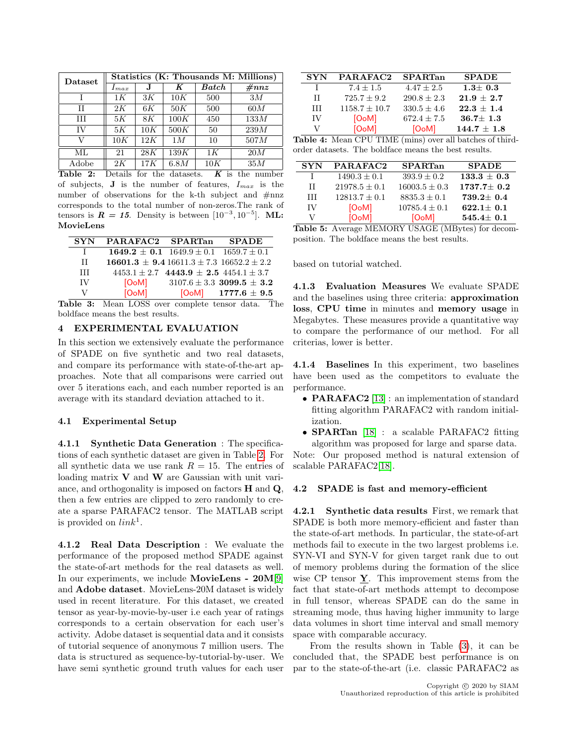| Dataset | Statistics (K: Thousands M: Millions) | | | | |
|---|---|---|---|---|---|
| | $I_{max}$ | **J** | ***K*** | ***Batch*** | ***#nnz*** |
| I | $1K$ | $3K$ | $10K$ | 500 | $3M$ |
| II | $2K$ | $6K$ | $50K$ | 500 | $60M$ |
| III | $5K$ | $8K$ | $100K$ | 450 | $133M$ |
| IV | $5K$ | $10K$ | $500K$ | 50 | $239M$ |
| V | $10K$ | $12K$ | $1M$ | 10 | $507M$ |
| ML | 21 | $28K$ | $139K$ | $1K$ | $20M$ |
| Adobe | $2K$ | $17K$ | $6.8M$ | $10K$ | $35M$ |

**Table 2:** Details for the datasets. ***K*** is the number of subjects, **J** is the number of features, $I_{max}$ is the number of observations for the k-th subject and #nnz corresponds to the total number of non-zeros.The rank of tensors is $\boldsymbol{R = 15}$. Density is between $[10^{-3}, 10^{-5}]$. **ML: MovieLens**

| SYN | PARAFAC2 | SPARTan | SPADE |
|---|---|---|---|
| I | **1649.2 ± 0.1** | $1649.9 \pm 0.1$ | $1659.7 \pm 0.1$ |
| II | **16601.3 ± 9.4** | $16611.3 \pm 7.3$ | $16652.2 \pm 2.2$ |
| III | $4453.1 \pm 2.7$ | **4443.9 ± 2.5** | $4454.1 \pm 3.7$ |
| IV | [OoM] | $3107.6 \pm 3.3$ | **3099.5 ± 3.2** |
| V | [OoM] | [OoM] | **1777.6 ± 9.5** |

**Table 3:** Mean LOSS over complete tensor data. The boldface means the best results.

## 4 EXPERIMENTAL EVALUATION

In this section we extensively evaluate the performance of SPADE on five synthetic and two real datasets, and compare its performance with state-of-the-art approaches. Note that all comparisons were carried out over 5 iterations each, and each number reported is an average with its standard deviation attached to it.

### 4.1 Experimental Setup

**4.1.1 Synthetic Data Generation** : The specifications of each synthetic dataset are given in Table 2. For all synthetic data we use rank $R = 15$. The entries of loading matrix $\mathbf{V}$ and $\mathbf{W}$ are Gaussian with unit variance, and orthogonality is imposed on factors $\mathbf{H}$ and $\mathbf{Q}$, then a few entries are clipped to zero randomly to create a sparse PARAFAC2 tensor. The MATLAB script is provided on *link*[1].

**4.1.2 Real Data Description** : We evaluate the performance of the proposed method SPADE against the state-of-the-art methods for the real datasets as well. In our experiments, we include **MovieLens - 20M**[9] and **Adobe dataset**. MovieLens-20M dataset is widely used in recent literature. For this dataset, we created tensor as year-by-movie-by-user i.e each year of ratings corresponds to a certain observation for each user's activity. Adobe dataset is sequential data and it consists of tutorial sequence of anonymous 7 million users. The data is structured as sequence-by-tutorial-by-user. We have semi synthetic ground truth values for each user based on tutorial watched.

| SYN | PARAFAC2 | SPARTan | SPADE |
|---|---|---|---|
| I | $7.4 \pm 1.5$ | $4.47 \pm 2.5$ | **1.3± 0.3** |
| II | $725.7 \pm 9.2$ | $290.8 \pm 2.3$ | **21.9 ± 2.7** |
| III | $1158.7 \pm 10.7$ | $330.5 \pm 4.6$ | **22.3 ± 1.4** |
| IV | [OoM] | $672.4 \pm 7.5$ | **36.7± 1.3** |
| V | [OoM] | [OoM] | **144.7 ± 1.8** |

**Table 4:** Mean CPU TIME (mins) over all batches of third-order datasets. The boldface means the best results.

| SYN | PARAFAC2 | SPARTan | SPADE |
|---|---|---|---|
| I | $1490.3 \pm 0.1$ | $393.9 \pm 0.2$ | **133.3 ± 0.3** |
| II | $21978.5 \pm 0.1$ | $16003.5 \pm 0.3$ | **1737.7± 0.2** |
| III | $12813.7 \pm 0.1$ | $8835.3 \pm 0.1$ | **739.2± 0.4** |
| IV | [OoM] | $10785.4 \pm 0.1$ | **622.1± 0.1** |
| V | [OoM] | [OoM] | **545.4± 0.1** |

**Table 5:** Average MEMORY USAGE (MBytes) for decomposition. The boldface means the best results.

**4.1.3 Evaluation Measures** We evaluate SPADE and the baselines using three criteria: **approximation loss**, **CPU time** in minutes and **memory usage** in Megabytes. These measures provide a quantitative way to compare the performance of our method. For all criterias, lower is better.

**4.1.4 Baselines** In this experiment, two baselines have been used as the competitors to evaluate the performance.

- **PARAFAC2** [13] : an implementation of standard fitting algorithm PARAFAC2 with random initialization.
- **SPARTan** [18] : a scalable PARAFAC2 fitting algorithm was proposed for large and sparse data.

Note: Our proposed method is natural extension of scalable PARAFAC2[18].

### 4.2 SPADE is fast and memory-efficient

**4.2.1 Synthetic data results** First, we remark that SPADE is both more memory-efficient and faster than the state-of-art methods. In particular, the state-of-art methods fail to execute in the two largest problems i.e. SYN-VI and SYN-V for given target rank due to out of memory problems during the formation of the slice wise CP tensor $\underline{\mathbf{Y}}$. This improvement stems from the fact that state-of-art methods attempt to decompose in full tensor, whereas SPADE can do the same in streaming mode, thus having higher immunity to large data volumes in short time interval and small memory space with comparable accuracy.

From the results shown in Table (3), it can be concluded that, the SPADE best performance is on par to the state-of-the-art (i.e. classic PARAFAC2 as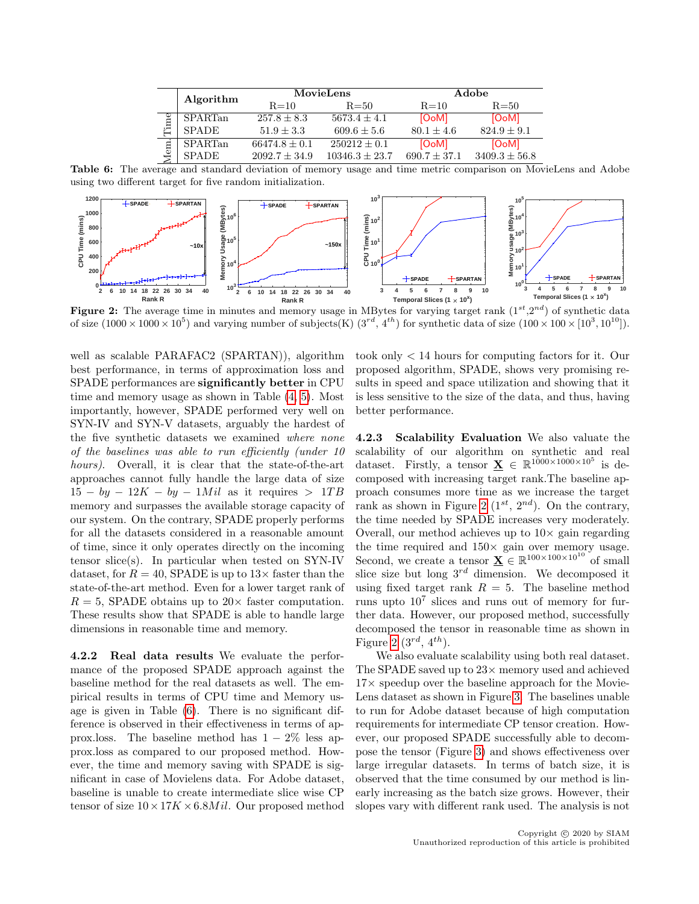| | Algorithm | MovieLens | | Adobe | |
|---|---|---|---|---|---|
| | | R=10 | R=50 | R=10 | R=50 |
| Time | SPARTan | $257.8 \pm 8.3$ | $5673.4 \pm 4.1$ | [OoM] | [OoM] |
| | SPADE | $51.9 \pm 3.3$ | $609.6 \pm 5.6$ | $80.1 \pm 4.6$ | $824.9 \pm 9.1$ |
| Mem. | SPARTan | $66474.8 \pm 0.1$ | $250212 \pm 0.1$ | [OoM] | [OoM] |
| | SPADE | $2092.7 \pm 34.9$ | $10346.3 \pm 23.7$ | $690.7 \pm 37.1$ | $3409.3 \pm 56.8$ |

**Table 6:** The average and standard deviation of memory usage and time metric comparison on MovieLens and Adobe using two different target for five random initialization.

**Figure 2:** The average time in minutes and memory usage in MBytes for varying target rank ($1^{st}$,$2^{nd}$) of synthetic data of size ($1000 \times 1000 \times 10^5$) and varying number of subjects(K) ($3^{rd}$, $4^{th}$) for synthetic data of size ($100 \times 100 \times [10^3, 10^{10}]$).

well as scalable PARAFAC2 (SPARTAN)), algorithm best performance, in terms of approximation loss and SPADE performances are **significantly better** in CPU time and memory usage as shown in Table (4, 5). Most importantly, however, SPADE performed very well on SYN-IV and SYN-V datasets, arguably the hardest of the five synthetic datasets we examined *where none of the baselines was able to run efficiently (under 10 hours)*. Overall, it is clear that the state-of-the-art approaches cannot fully handle the large data of size $15-by-12K-by-1Mil$ as it requires $> 1TB$ memory and surpasses the available storage capacity of our system. On the contrary, SPADE properly performs for all the datasets considered in a reasonable amount of time, since it only operates directly on the incoming tensor slice(s). In particular when tested on SYN-IV dataset, for $R = 40$, SPADE is up to $13\times$ faster than the state-of-the-art method. Even for a lower target rank of $R = 5$, SPADE obtains up to $20\times$ faster computation. These results show that SPADE is able to handle large dimensions in reasonable time and memory.

**4.2.2 Real data results** We evaluate the performance of the proposed SPADE approach against the baseline method for the real datasets as well. The empirical results in terms of CPU time and Memory usage is given in Table (6). There is no significant difference is observed in their effectiveness in terms of approx.loss. The baseline method has $1-2\%$ less approx.loss as compared to our proposed method. However, the time and memory saving with SPADE is significant in case of Movielens data. For Adobe dataset, baseline is unable to create intermediate slice wise CP tensor of size $10 \times 17K \times 6.8Mil$. Our proposed method took only $< 14$ hours for computing factors for it. Our proposed algorithm, SPADE, shows very promising results in speed and space utilization and showing that it is less sensitive to the size of the data, and thus, having better performance.

**4.2.3 Scalability Evaluation** We also valuate the scalability of our algorithm on synthetic and real dataset. Firstly, a tensor $\underline{\mathbf{X}} \in \mathbb{R}^{1000 \times 1000 \times 10^5}$ is decomposed with increasing target rank.The baseline approach consumes more time as we increase the target rank as shown in Figure 2 ($1^{st}$, $2^{nd}$). On the contrary, the time needed by SPADE increases very moderately. Overall, our method achieves up to $10\times$ gain regarding the time required and $150\times$ gain over memory usage. Second, we create a tensor $\underline{\mathbf{X}} \in \mathbb{R}^{100 \times 100 \times 10^{10}}$ of small slice size but long $3^{rd}$ dimension. We decomposed it using fixed target rank $R = 5$. The baseline method runs upto $10^7$ slices and runs out of memory for further data. However, our proposed method, successfully decomposed the tensor in reasonable time as shown in Figure 2 ($3^{rd}$, $4^{th}$).

We also evaluate scalability using both real dataset. The SPADE saved up to $23\times$ memory used and achieved $17\times$ speedup over the baseline approach for the MovieLens dataset as shown in Figure 3. The baselines unable to run for Adobe dataset because of high computation requirements for intermediate CP tensor creation. However, our proposed SPADE successfully able to decompose the tensor (Figure 3) and shows effectiveness over large irregular datasets. In terms of batch size, it is observed that the time consumed by our method is linearly increasing as the batch size grows. However, their slopes vary with different rank used. The analysis is not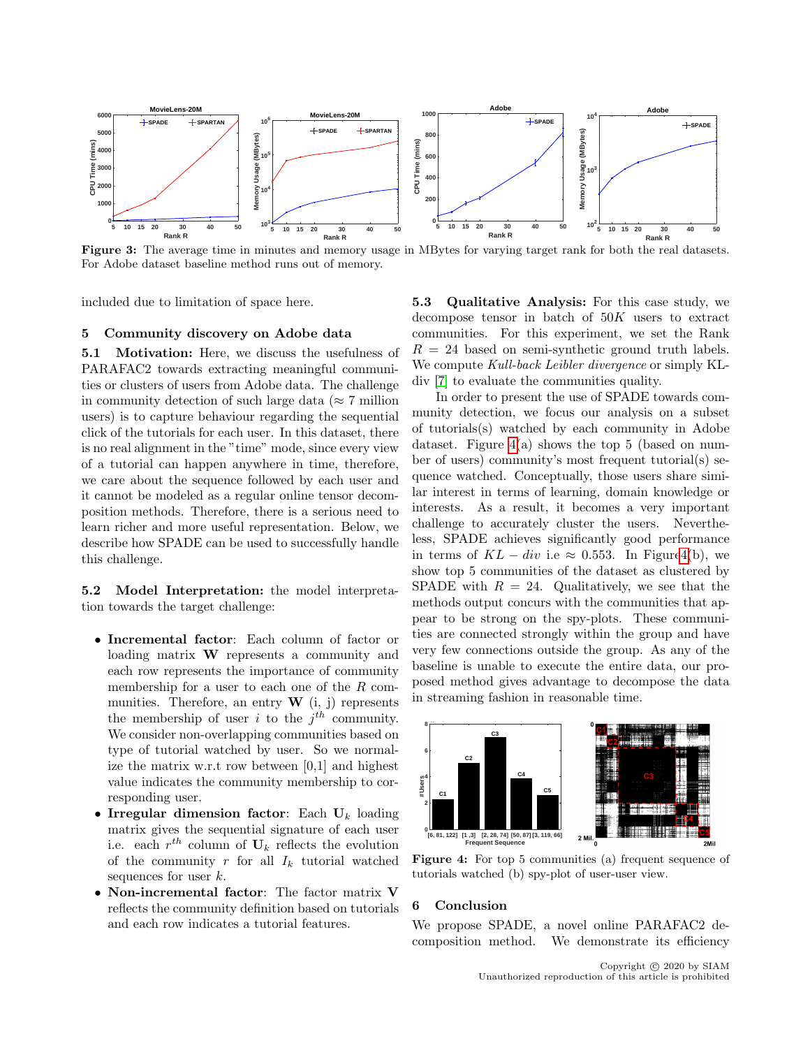**Figure 3:** The average time in minutes and memory usage in MBytes for varying target rank for both the real datasets. For Adobe dataset baseline method runs out of memory.

included due to limitation of space here.

## 5 Community discovery on Adobe data

**5.1 Motivation:** Here, we discuss the usefulness of PARAFAC2 towards extracting meaningful communities or clusters of users from Adobe data. The challenge in community detection of such large data ($\approx$ 7 million users) is to capture behaviour regarding the sequential click of the tutorials for each user. In this dataset, there is no real alignment in the "time" mode, since every view of a tutorial can happen anywhere in time, therefore, we care about the sequence followed by each user and it cannot be modeled as a regular online tensor decomposition methods. Therefore, there is a serious need to learn richer and more useful representation. Below, we describe how SPADE can be used to successfully handle this challenge.

**5.2 Model Interpretation:** the model interpretation towards the target challenge:

- **Incremental factor**: Each column of factor or loading matrix $\mathbf{W}$ represents a community and each row represents the importance of community membership for a user to each one of the $R$ communities. Therefore, an entry $\mathbf{W}$ (i, j) represents the membership of user $i$ to the $j^{th}$ community. We consider non-overlapping communities based on type of tutorial watched by user. So we normalize the matrix w.r.t row between [0,1] and highest value indicates the community membership to corresponding user.
- **Irregular dimension factor**: Each $\mathbf{U}_k$ loading matrix gives the sequential signature of each user i.e. each $r^{th}$ column of $\mathbf{U}_k$ reflects the evolution of the community $r$ for all $I_k$ tutorial watched sequences for user $k$.
- **Non-incremental factor**: The factor matrix $\mathbf{V}$ reflects the community definition based on tutorials and each row indicates a tutorial features.

**5.3 Qualitative Analysis:** For this case study, we decompose tensor in batch of $50K$ users to extract communities. For this experiment, we set the Rank $R = 24$ based on semi-synthetic ground truth labels. We compute *Kull-back Leibler divergence* or simply KL-div [7] to evaluate the communities quality.

In order to present the use of SPADE towards community detection, we focus our analysis on a subset of tutorials(s) watched by each community in Adobe dataset. Figure 4(a) shows the top 5 (based on number of users) community's most frequent tutorial(s) sequence watched. Conceptually, those users share similar interest in terms of learning, domain knowledge or interests. As a result, it becomes a very important challenge to accurately cluster the users. Nevertheless, SPADE achieves significantly good performance in terms of $KL-div$ i.e $\approx 0.553$. In Figure 4(b), we show top 5 communities of the dataset as clustered by SPADE with $R = 24$. Qualitatively, we see that the methods output concurs with the communities that appear to be strong on the spy-plots. These communities are connected strongly within the group and have very few connections outside the group. As any of the baseline is unable to execute the entire data, our proposed method gives advantage to decompose the data in streaming fashion in reasonable time.

**Figure 4:** For top 5 communities (a) frequent sequence of tutorials watched (b) spy-plot of user-user view.

## 6 Conclusion

We propose SPADE, a novel online PARAFAC2 decomposition method. We demonstrate its efficiency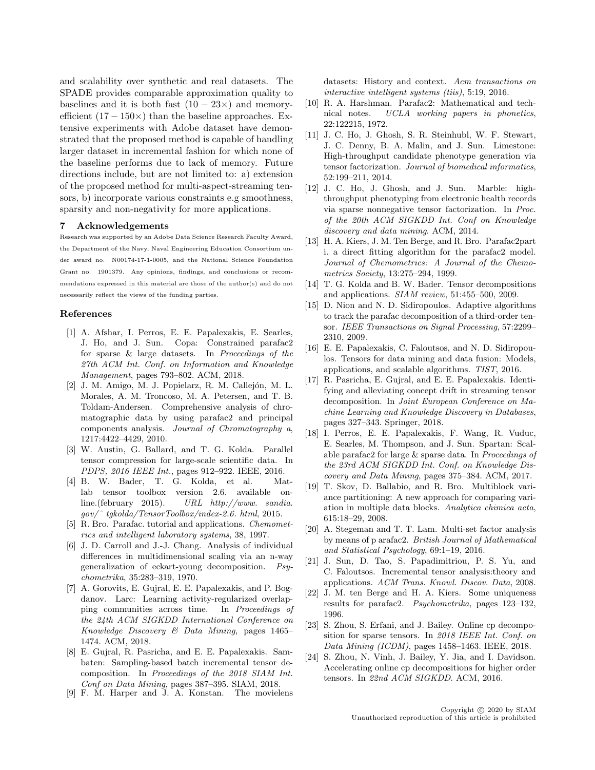and scalability over synthetic and real datasets. The SPADE provides comparable approximation quality to baselines and it is both fast $(10-23\times)$ and memory-efficient $(17-150\times)$ than the baseline approaches. Extensive experiments with Adobe dataset have demonstrated that the proposed method is capable of handling larger dataset in incremental fashion for which none of the baseline performs due to lack of memory. Future directions include, but are not limited to: a) extension of the proposed method for multi-aspect-streaming tensors, b) incorporate various constraints e.g smoothness, sparsity and non-negativity for more applications.

## 7 Acknowledgements

Research was supported by an Adobe Data Science Research Faculty Award, the Department of the Navy, Naval Engineering Education Consortium under award no. N00174-17-1-0005, and the National Science Foundation Grant no. 1901379. Any opinions, findings, and conclusions or recommendations expressed in this material are those of the author(s) and do not necessarily reflect the views of the funding parties.

## References

[1] A. Afshar, I. Perros, E. E. Papalexakis, E. Searles, J. Ho, and J. Sun. Copa: Constrained parafac2 for sparse & large datasets. In *Proceedings of the 27th ACM Int. Conf. on Information and Knowledge Management*, pages 793–802. ACM, 2018.

[2] J. M. Amigo, M. J. Popielarz, R. M. Callejón, M. L. Morales, A. M. Troncoso, M. A. Petersen, and T. B. Toldam-Andersen. Comprehensive analysis of chromatographic data by using parafac2 and principal components analysis. *Journal of Chromatography a*, 1217:4422–4429, 2010.

[3] W. Austin, G. Ballard, and T. G. Kolda. Parallel tensor compression for large-scale scientific data. In *PDPS, 2016 IEEE Int.*, pages 912–922. IEEE, 2016.

[4] B. W. Bader, T. G. Kolda, et al. Matlab tensor toolbox version 2.6. available online.(february 2015). *URL http://www. sandia. gov/˜ tgkolda/TensorToolbox/index-2.6. html*, 2015.

[5] R. Bro. Parafac. tutorial and applications. *Chemometrics and intelligent laboratory systems*, 38, 1997.

[6] J. D. Carroll and J.-J. Chang. Analysis of individual differences in multidimensional scaling via an n-way generalization of eckart-young decomposition. *Psychometrika*, 35:283–319, 1970.

[7] A. Gorovits, E. Gujral, E. E. Papalexakis, and P. Bogdanov. Larc: Learning activity-regularized overlapping communities across time. In *Proceedings of the 24th ACM SIGKDD International Conference on Knowledge Discovery & Data Mining*, pages 1465–1474. ACM, 2018.

[8] E. Gujral, R. Pasricha, and E. E. Papalexakis. Sambaten: Sampling-based batch incremental tensor decomposition. In *Proceedings of the 2018 SIAM Int. Conf on Data Mining*, pages 387–395. SIAM, 2018.

[9] F. M. Harper and J. A. Konstan. The movielens datasets: History and context. *Acm transactions on interactive intelligent systems (tiis)*, 5:19, 2016.

[10] R. A. Harshman. Parafac2: Mathematical and technical notes. *UCLA working papers in phonetics*, 22:122215, 1972.

[11] J. C. Ho, J. Ghosh, S. R. Steinhubl, W. F. Stewart, J. C. Denny, B. A. Malin, and J. Sun. Limestone: High-throughput candidate phenotype generation via tensor factorization. *Journal of biomedical informatics*, 52:199–211, 2014.

[12] J. C. Ho, J. Ghosh, and J. Sun. Marble: high-throughput phenotyping from electronic health records via sparse nonnegative tensor factorization. In *Proc. of the 20th ACM SIGKDD Int. Conf on Knowledge discovery and data mining*. ACM, 2014.

[13] H. A. Kiers, J. M. Ten Berge, and R. Bro. Parafac2part i. a direct fitting algorithm for the parafac2 model. *Journal of Chemometrics: A Journal of the Chemometrics Society*, 13:275–294, 1999.

[14] T. G. Kolda and B. W. Bader. Tensor decompositions and applications. *SIAM review*, 51:455–500, 2009.

[15] D. Nion and N. D. Sidiropoulos. Adaptive algorithms to track the parafac decomposition of a third-order tensor. *IEEE Transactions on Signal Processing*, 57:2299–2310, 2009.

[16] E. E. Papalexakis, C. Faloutsos, and N. D. Sidiropoulos. Tensors for data mining and data fusion: Models, applications, and scalable algorithms. *TIST*, 2016.

[17] R. Pasricha, E. Gujral, and E. E. Papalexakis. Identifying and alleviating concept drift in streaming tensor decomposition. In *Joint European Conference on Machine Learning and Knowledge Discovery in Databases*, pages 327–343. Springer, 2018.

[18] I. Perros, E. E. Papalexakis, F. Wang, R. Vuduc, E. Searles, M. Thompson, and J. Sun. Spartan: Scalable parafac2 for large & sparse data. In *Proceedings of the 23rd ACM SIGKDD Int. Conf. on Knowledge Discovery and Data Mining*, pages 375–384. ACM, 2017.

[19] T. Skov, D. Ballabio, and R. Bro. Multiblock variance partitioning: A new approach for comparing variation in multiple data blocks. *Analytica chimica acta*, 615:18–29, 2008.

[20] A. Stegeman and T. T. Lam. Multi-set factor analysis by means of p arafac2. *British Journal of Mathematical and Statistical Psychology*, 69:1–19, 2016.

[21] J. Sun, D. Tao, S. Papadimitriou, P. S. Yu, and C. Faloutsos. Incremental tensor analysis:theory and applications. *ACM Trans. Knowl. Discov. Data*, 2008.

[22] J. M. ten Berge and H. A. Kiers. Some uniqueness results for parafac2. *Psychometrika*, pages 123–132, 1996.

[23] S. Zhou, S. Erfani, and J. Bailey. Online cp decomposition for sparse tensors. In *2018 IEEE Int. Conf. on Data Mining (ICDM)*, pages 1458–1463. IEEE, 2018.

[24] S. Zhou, N. Vinh, J. Bailey, Y. Jia, and I. Davidson. Accelerating online cp decompositions for higher order tensors. In *22nd ACM SIGKDD*. ACM, 2016.